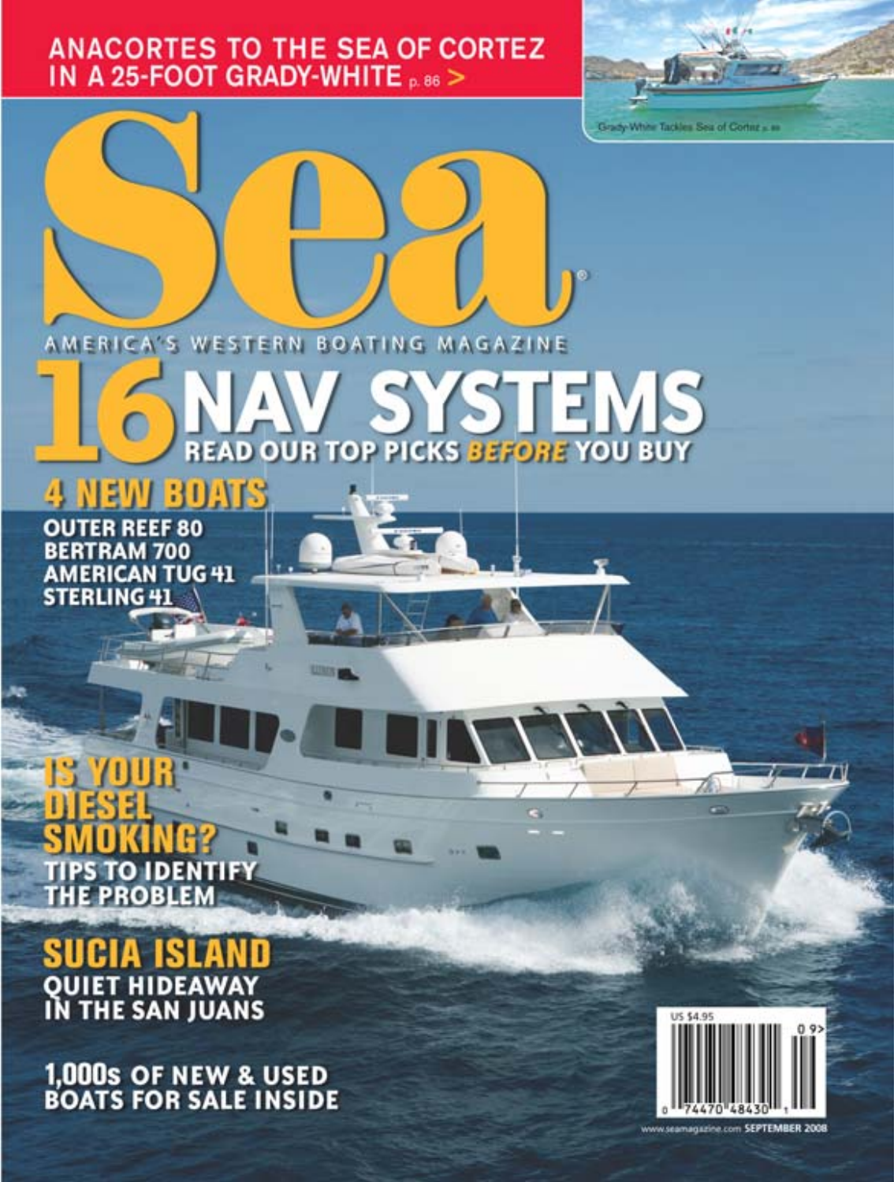**ANACORTES TO THE SEA OF CORTEZ IN A 25-FOOT GRADY-WHITE** p. 86 >

Grady-White Tackles Sea of Cortez p. 86

# Sea®

AMERICA'S WESTERN BOATING MAGAZINE

## 16 NAV SYSTEMS

**READ OUR TOP PICKS *BEFORE* YOU BUY**

## 4 NEW BOATS

**OUTER REEF 80**
**BERTRAM 700**
**AMERICAN TUG 41**
**STERLING 41**

## IS YOUR DIESEL SMOKING?

**TIPS TO IDENTIFY THE PROBLEM**

## SUCIA ISLAND

**QUIET HIDEAWAY IN THE SAN JUANS**

**1,000s OF NEW & USED BOATS FOR SALE INSIDE**

US $4.95

0 74470 48430 1 09>

www.seamagazine.com SEPTEMBER 2008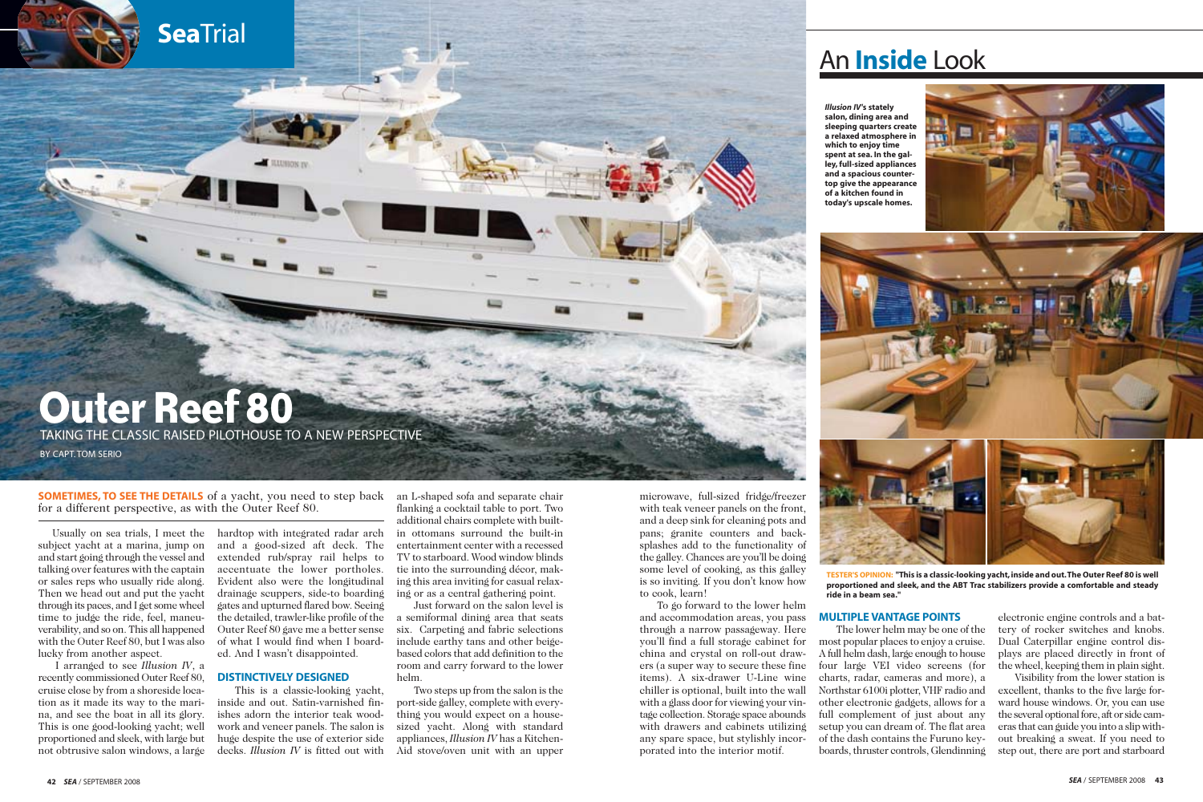# Outer Reef 80

TAKING THE CLASSIC RAISED PILOTHOUSE TO A NEW PERSPECTIVE

BY CAPT. TOM SERIO

**SOMETIMES, TO SEE THE DETAILS** of a yacht, you need to step back for a different perspective, as with the Outer Reef 80.

Usually on sea trials, I meet the subject yacht at a marina, jump on and start going through the vessel and talking over features with the captain or sales reps who usually ride along. Then we head out and put the yacht through its paces, and I get some wheel time to judge the ride, feel, maneuverability, and so on. This all happened with the Outer Reef 80, but I was also lucky from another aspect.

I arranged to see *Illusion IV*, a recently commissioned Outer Reef 80, cruise close by from a shoreside location as it made its way to the marina, and see the boat in all its glory. This is one good-looking yacht; well proportioned and sleek, with large but not obtrusive salon windows, a large hardtop with integrated radar arch and a good-sized aft deck. The extended rub/spray rail helps to accentuate the lower portholes. Evident also were the longitudinal drainage scuppers, side-to boarding gates and upturned flared bow. Seeing the detailed, trawler-like profile of the Outer Reef 80 gave me a better sense of what I would find when I boarded. And I wasn't disappointed.

## DISTINCTIVELY DESIGNED

This is a classic-looking yacht, inside and out. Satin-varnished finishes adorn the interior teak woodwork and veneer panels. The salon is huge despite the use of exterior side decks. *Illusion IV* is fitted out with an L-shaped sofa and separate chair flanking a cocktail table to port. Two additional chairs complete with built-in ottomans surround the built-in entertainment center with a recessed TV to starboard. Wood window blinds tie into the surrounding décor, making this area inviting for casual relaxing or as a central gathering point.

Just forward on the salon level is a semiformal dining area that seats six. Carpeting and fabric selections include earthy tans and other beige-based colors that add definition to the room and carry forward to the lower helm.

Two steps up from the salon is the port-side galley, complete with everything you would expect on a house-sized yacht. Along with standard appliances, *Illusion IV* has a KitchenAid stove/oven unit with an upper microwave, full-sized fridge/freezer with teak veneer panels on the front, and a deep sink for cleaning pots and pans; granite counters and backsplashes add to the functionality of the galley. Chances are you'll be doing some level of cooking, as this galley is so inviting. If you don't know how to cook, learn!

To go forward to the lower helm and accommodation areas, you pass through a narrow passageway. Here you'll find a full storage cabinet for china and crystal on roll-out drawers (a super way to secure these fine items). A six-drawer U-Line wine chiller is optional, built into the wall with a glass door for viewing your vintage collection. Storage space abounds with drawers and cabinets utilizing any spare space, but stylishly incorporated into the interior motif.

# An Inside Look

***Illusion IV*'s stately salon, dining area and sleeping quarters create a relaxed atmosphere in which to enjoy time spent at sea. In the galley, full-sized appliances and a spacious countertop give the appearance of a kitchen found in today's upscale homes.**

**TESTER'S OPINION: "This is a classic-looking yacht, inside and out. The Outer Reef 80 is well proportioned and sleek, and the ABT Trac stabilizers provide a comfortable and steady ride in a beam sea."**

## MULTIPLE VANTAGE POINTS

The lower helm may be one of the most popular places to enjoy a cruise. A full helm dash, large enough to house four large VEI video screens (for charts, radar, cameras and more), a Northstar 6100i plotter, VHF radio and other electronic gadgets, allows for a full complement of just about any setup you can dream of. The flat area of the dash contains the Furuno keyboards, thruster controls, Glendinning electronic engine controls and a battery of rocker switches and knobs. Dual Caterpillar engine control displays are placed directly in front of the wheel, keeping them in plain sight.

Visibility from the lower station is excellent, thanks to the five large forward house windows. Or, you can use the several optional fore, aft or side cameras that can guide you into a slip without breaking a sweat. If you need to step out, there are port and starboard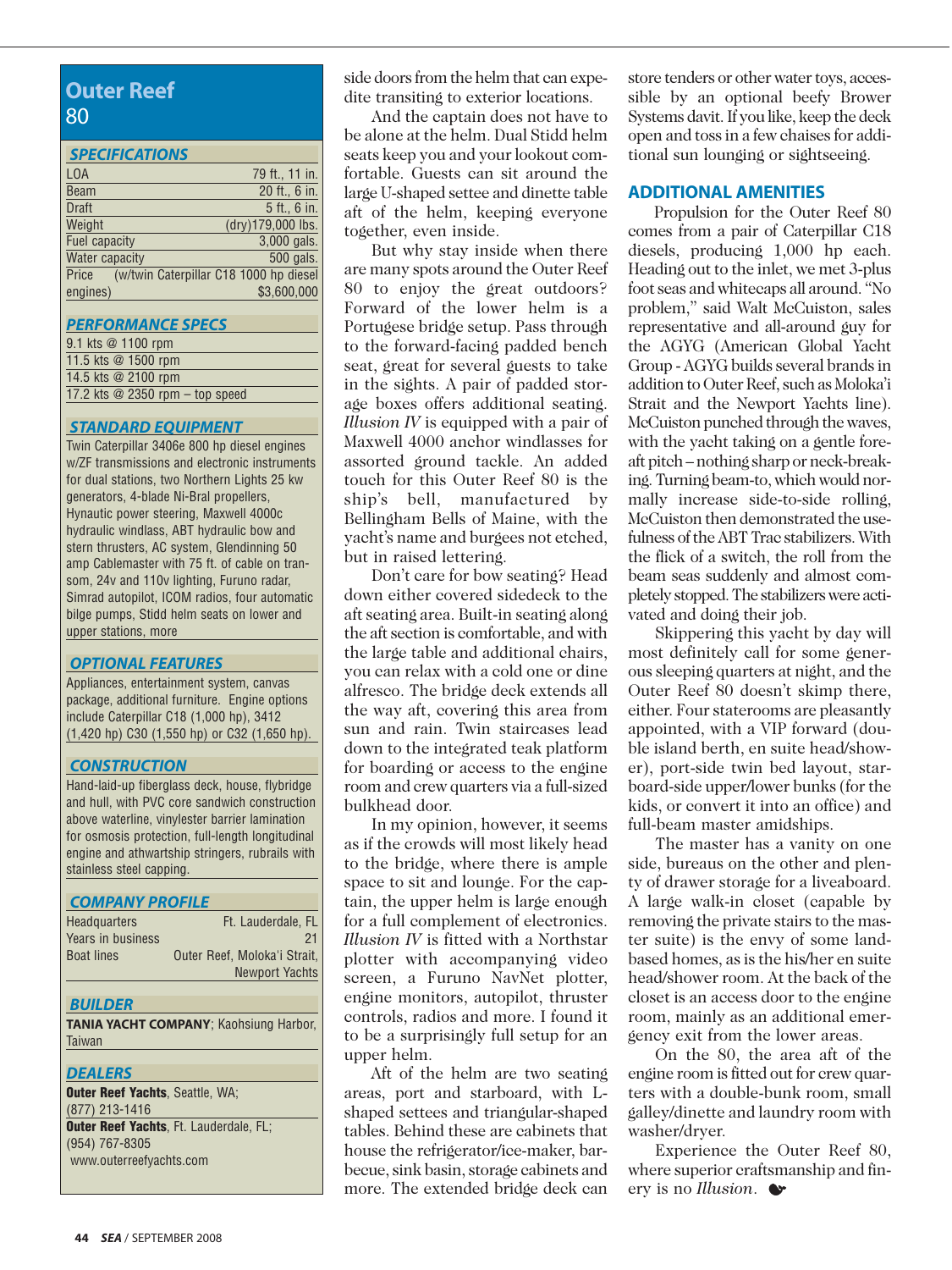## Outer Reef 80

### SPECIFICATIONS

| | |
|---|---|
| LOA | 79 ft., 11 in. |
| Beam | 20 ft., 6 in. |
| Draft | 5 ft., 6 in. |
| Weight | (dry)179,000 lbs. |
| Fuel capacity | 3,000 gals. |
| Water capacity | 500 gals. |
| Price (w/twin Caterpillar C18 1000 hp diesel engines) | $3,600,000 |

### PERFORMANCE SPECS

9.1 kts @ 1100 rpm
11.5 kts @ 1500 rpm
14.5 kts @ 2100 rpm
17.2 kts @ 2350 rpm – top speed

### STANDARD EQUIPMENT

Twin Caterpillar 3406e 800 hp diesel engines w/ZF transmissions and electronic instruments for dual stations, two Northern Lights 25 kw generators, 4-blade Ni-Bral propellers, Hynautic power steering, Maxwell 4000c hydraulic windlass, ABT hydraulic bow and stern thrusters, AC system, Glendinning 50 amp Cablemaster with 75 ft. of cable on transom, 24v and 110v lighting, Furuno radar, Simrad autopilot, ICOM radios, four automatic bilge pumps, Stidd helm seats on lower and upper stations, more

### OPTIONAL FEATURES

Appliances, entertainment system, canvas package, additional furniture. Engine options include Caterpillar C18 (1,000 hp), 3412 (1,420 hp) C30 (1,550 hp) or C32 (1,650 hp).

### CONSTRUCTION

Hand-laid-up fiberglass deck, house, flybridge and hull, with PVC core sandwich construction above waterline, vinylester barrier lamination for osmosis protection, full-length longitudinal engine and athwartship stringers, rubrails with stainless steel capping.

### COMPANY PROFILE

| | |
|---|---|
| Headquarters | Ft. Lauderdale, FL |
| Years in business | 21 |
| Boat lines | Outer Reef, Moloka'i Strait, Newport Yachts |

### BUILDER

**TANIA YACHT COMPANY**; Kaohsiung Harbor, Taiwan

### DEALERS

**Outer Reef Yachts**, Seattle, WA; (877) 213-1416
**Outer Reef Yachts**, Ft. Lauderdale, FL; (954) 767-8305
www.outerreefyachts.com

side doors from the helm that can expedite transiting to exterior locations.

And the captain does not have to be alone at the helm. Dual Stidd helm seats keep you and your lookout comfortable. Guests can sit around the large U-shaped settee and dinette table aft of the helm, keeping everyone together, even inside.

But why stay inside when there are many spots around the Outer Reef 80 to enjoy the great outdoors? Forward of the lower helm is a Portugese bridge setup. Pass through to the forward-facing padded bench seat, great for several guests to take in the sights. A pair of padded storage boxes offers additional seating. *Illusion IV* is equipped with a pair of Maxwell 4000 anchor windlasses for assorted ground tackle. An added touch for this Outer Reef 80 is the ship's bell, manufactured by Bellingham Bells of Maine, with the yacht's name and burgees not etched, but in raised lettering.

Don't care for bow seating? Head down either covered sidedeck to the aft seating area. Built-in seating along the aft section is comfortable, and with the large table and additional chairs, you can relax with a cold one or dine alfresco. The bridge deck extends all the way aft, covering this area from sun and rain. Twin staircases lead down to the integrated teak platform for boarding or access to the engine room and crew quarters via a full-sized bulkhead door.

In my opinion, however, it seems as if the crowds will most likely head to the bridge, where there is ample space to sit and lounge. For the captain, the upper helm is large enough for a full complement of electronics. *Illusion IV* is fitted with a Northstar plotter with accompanying video screen, a Furuno NavNet plotter, engine monitors, autopilot, thruster controls, radios and more. I found it to be a surprisingly full setup for an upper helm.

Aft of the helm are two seating areas, port and starboard, with L-shaped settees and triangular-shaped tables. Behind these are cabinets that house the refrigerator/ice-maker, barbecue, sink basin, storage cabinets and more. The extended bridge deck can store tenders or other water toys, accessible by an optional beefy Brower Systems davit. If you like, keep the deck open and toss in a few chaises for additional sun lounging or sightseeing.

## ADDITIONAL AMENITIES

Propulsion for the Outer Reef 80 comes from a pair of Caterpillar C18 diesels, producing 1,000 hp each. Heading out to the inlet, we met 3-plus foot seas and whitecaps all around. "No problem," said Walt McCuiston, sales representative and all-around guy for the AGYG (American Global Yacht Group - AGYG builds several brands in addition to Outer Reef, such as Moloka'i Strait and the Newport Yachts line). McCuiston punched through the waves, with the yacht taking on a gentle fore-aft pitch – nothing sharp or neck-breaking. Turning beam-to, which would normally increase side-to-side rolling, McCuiston then demonstrated the usefulness of the ABT Trac stabilizers. With the flick of a switch, the roll from the beam seas suddenly and almost completely stopped. The stabilizers were activated and doing their job.

Skippering this yacht by day will most definitely call for some generous sleeping quarters at night, and the Outer Reef 80 doesn't skimp there, either. Four staterooms are pleasantly appointed, with a VIP forward (double island berth, en suite head/shower), port-side twin bed layout, starboard-side upper/lower bunks (for the kids, or convert it into an office) and full-beam master amidships.

The master has a vanity on one side, bureaus on the other and plenty of drawer storage for a liveaboard. A large walk-in closet (capable by removing the private stairs to the master suite) is the envy of some land-based homes, as is the his/her en suite head/shower room. At the back of the closet is an access door to the engine room, mainly as an additional emergency exit from the lower areas.

On the 80, the area aft of the engine room is fitted out for crew quarters with a double-bunk room, small galley/dinette and laundry room with washer/dryer.

Experience the Outer Reef 80, where superior craftsmanship and finery is no *Illusion*.